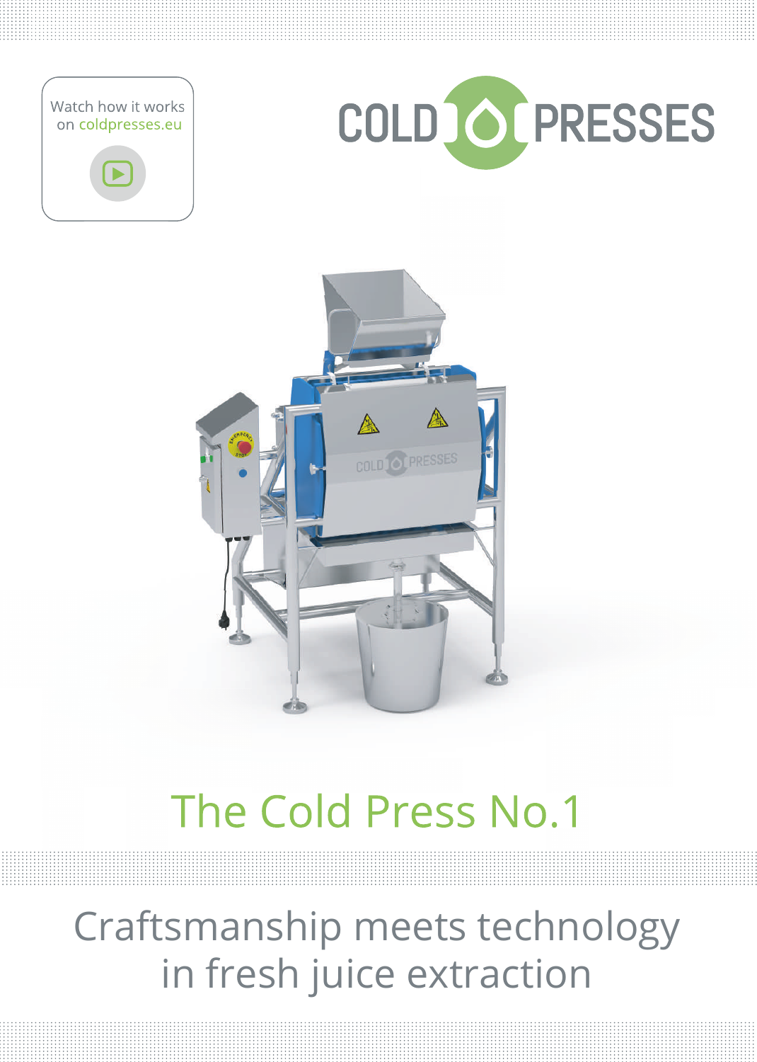Watch how it works on coldpresses.eu

# COLD PRESSES

## The Cold Press No.1

Craftsmanship meets technology in fresh juice extraction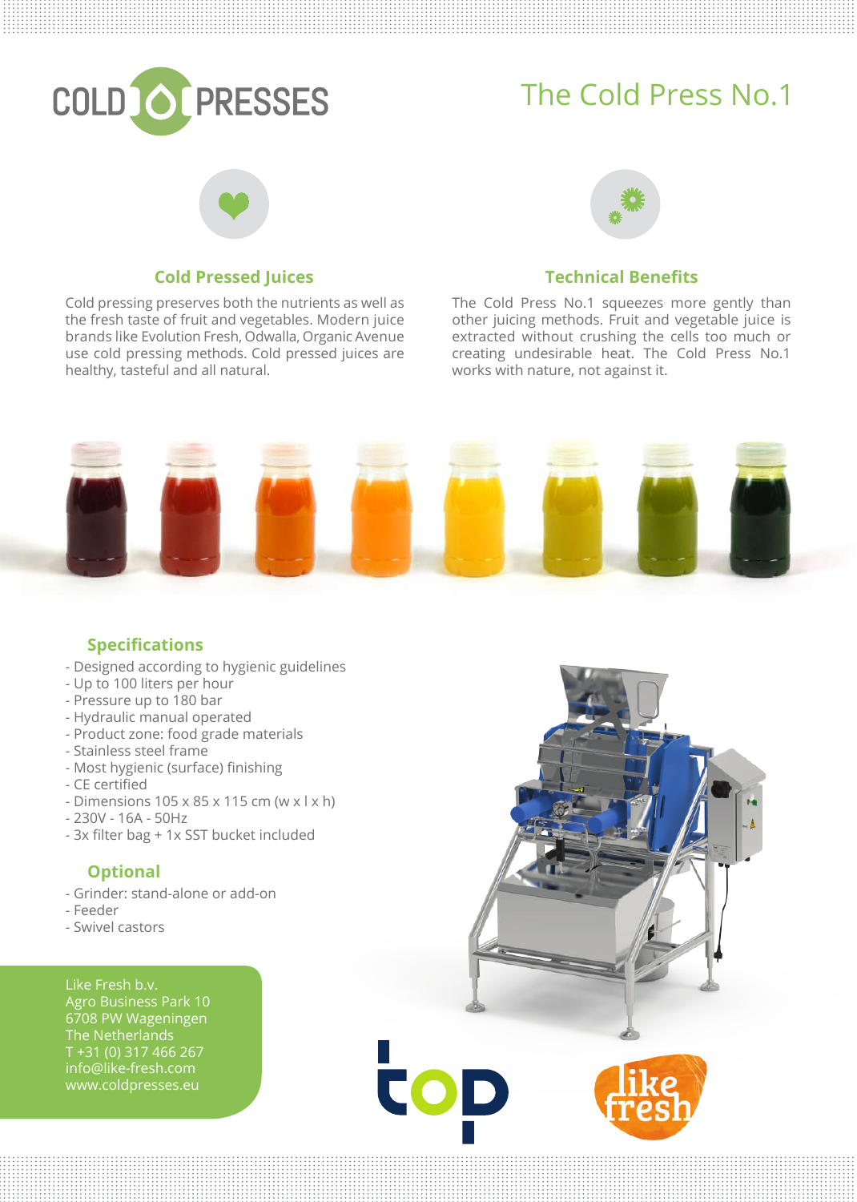COLD PRESSES

# The Cold Press No.1

## Cold Pressed Juices

Cold pressing preserves both the nutrients as well as the fresh taste of fruit and vegetables. Modern juice brands like Evolution Fresh, Odwalla, Organic Avenue use cold pressing methods. Cold pressed juices are healthy, tasteful and all natural.

## Technical Benefits

The Cold Press No.1 squeezes more gently than other juicing methods. Fruit and vegetable juice is extracted without crushing the cells too much or creating undesirable heat. The Cold Press No.1 works with nature, not against it.

## Specifications

- Designed according to hygienic guidelines
- Up to 100 liters per hour
- Pressure up to 180 bar
- Hydraulic manual operated
- Product zone: food grade materials
- Stainless steel frame
- Most hygienic (surface) finishing
- CE certified
- Dimensions 105 x 85 x 115 cm (w x l x h)
- 230V - 16A - 50Hz
- 3x filter bag + 1x SST bucket included

## Optional

- Grinder: stand-alone or add-on
- Feeder
- Swivel castors

Like Fresh b.v.
Agro Business Park 10
6708 PW Wageningen
The Netherlands
T +31 (0) 317 466 267
info@like-fresh.com
www.coldpresses.eu

top

like fresh